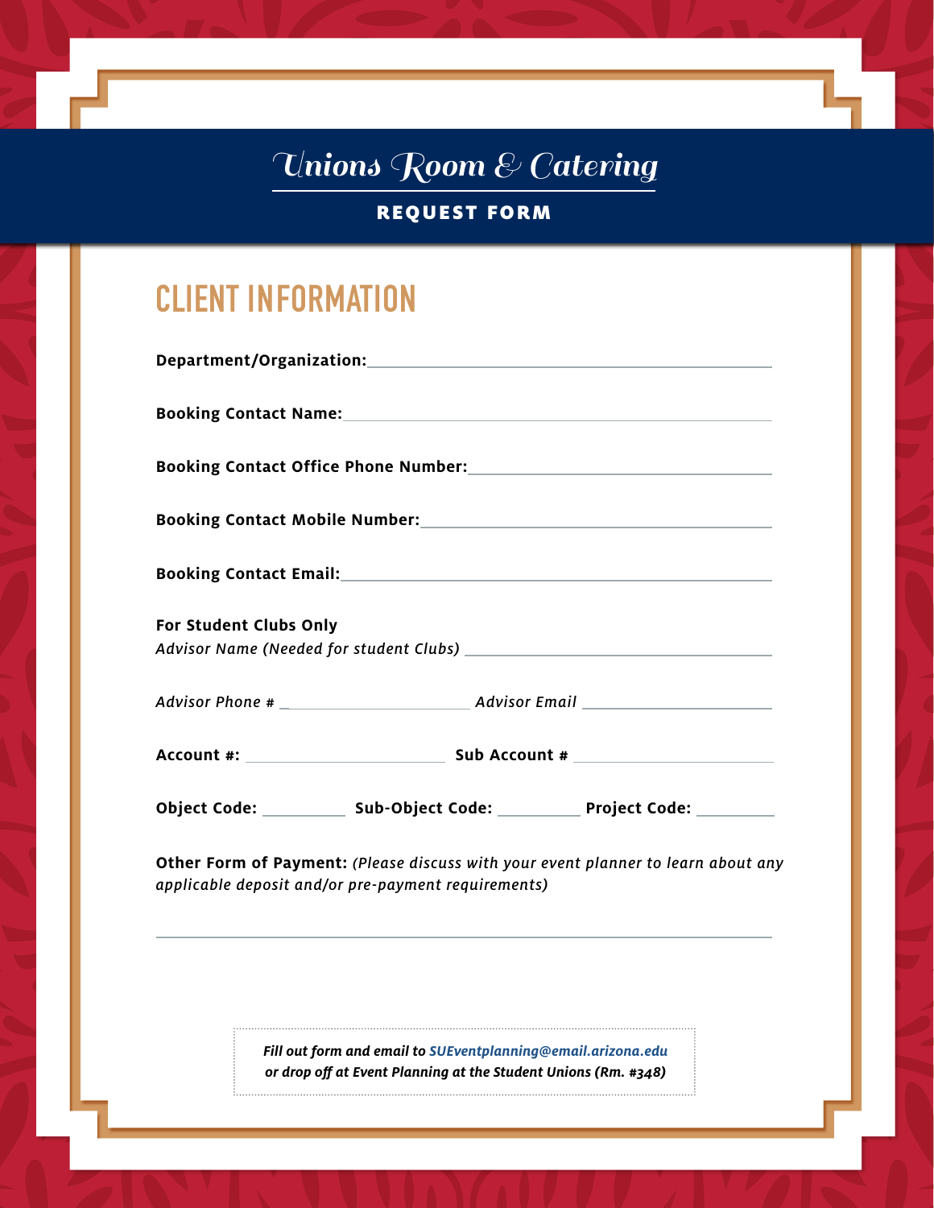# Unions Room & Catering

**REQUEST FORM**

## CLIENT INFORMATION

**Department/Organization:** ____________________________________________

**Booking Contact Name:** ____________________________________________

**Booking Contact Office Phone Number:** __________________________________

**Booking Contact Mobile Number:** ______________________________________

**Booking Contact Email:** ____________________________________________

**For Student Clubs Only**

*Advisor Name (Needed for student Clubs)* ________________________________

*Advisor Phone #* ______________________ *Advisor Email* ______________________

**Account #:** ______________________ **Sub Account #** ______________________

**Object Code:** __________ **Sub-Object Code:** __________ **Project Code:** __________

**Other Form of Payment:** *(Please discuss with your event planner to learn about any applicable deposit and/or pre-payment requirements)*

______________________________________________________________________

*Fill out form and email to SUEventplanning@email.arizona.edu or drop off at Event Planning at the Student Unions (Rm. #348)*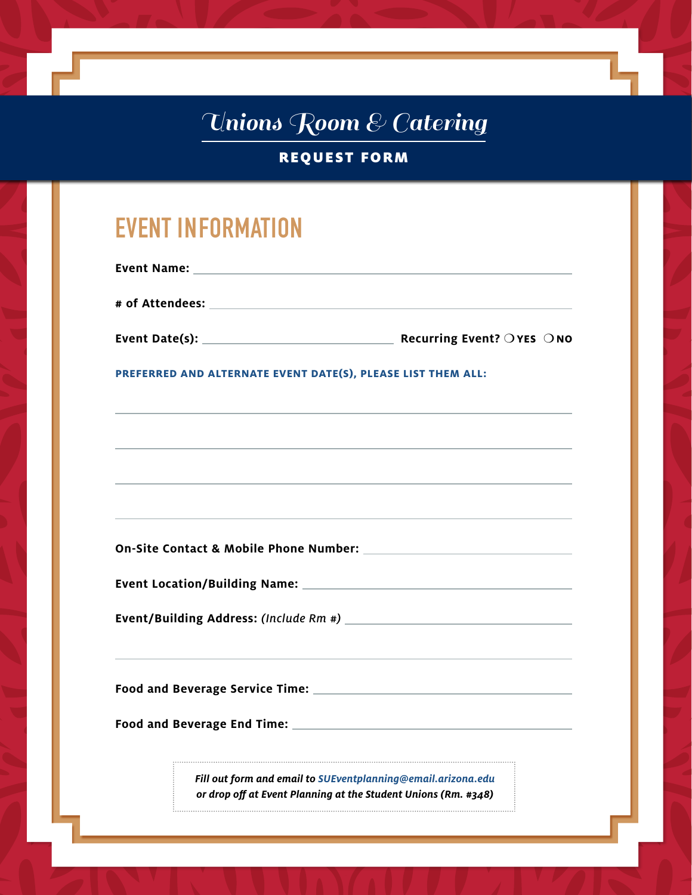# Unions Room & Catering

## REQUEST FORM

## EVENT INFORMATION

**Event Name:** ____________________________________________

**# of Attendees:** ____________________________________________

**Event Date(s):** ______________________ **Recurring Event?** ❍ **YES** ❍ **NO**

**PREFERRED AND ALTERNATE EVENT DATE(S), PLEASE LIST THEM ALL:**

____________________________________________

____________________________________________

____________________________________________

____________________________________________

**On-Site Contact & Mobile Phone Number:** ______________________

**Event Location/Building Name:** ______________________

**Event/Building Address:** *(Include Rm #)* ______________________

____________________________________________

**Food and Beverage Service Time:** ______________________

**Food and Beverage End Time:** ______________________

***Fill out form and email to SUEventplanning@email.arizona.edu or drop off at Event Planning at the Student Unions (Rm. #348)***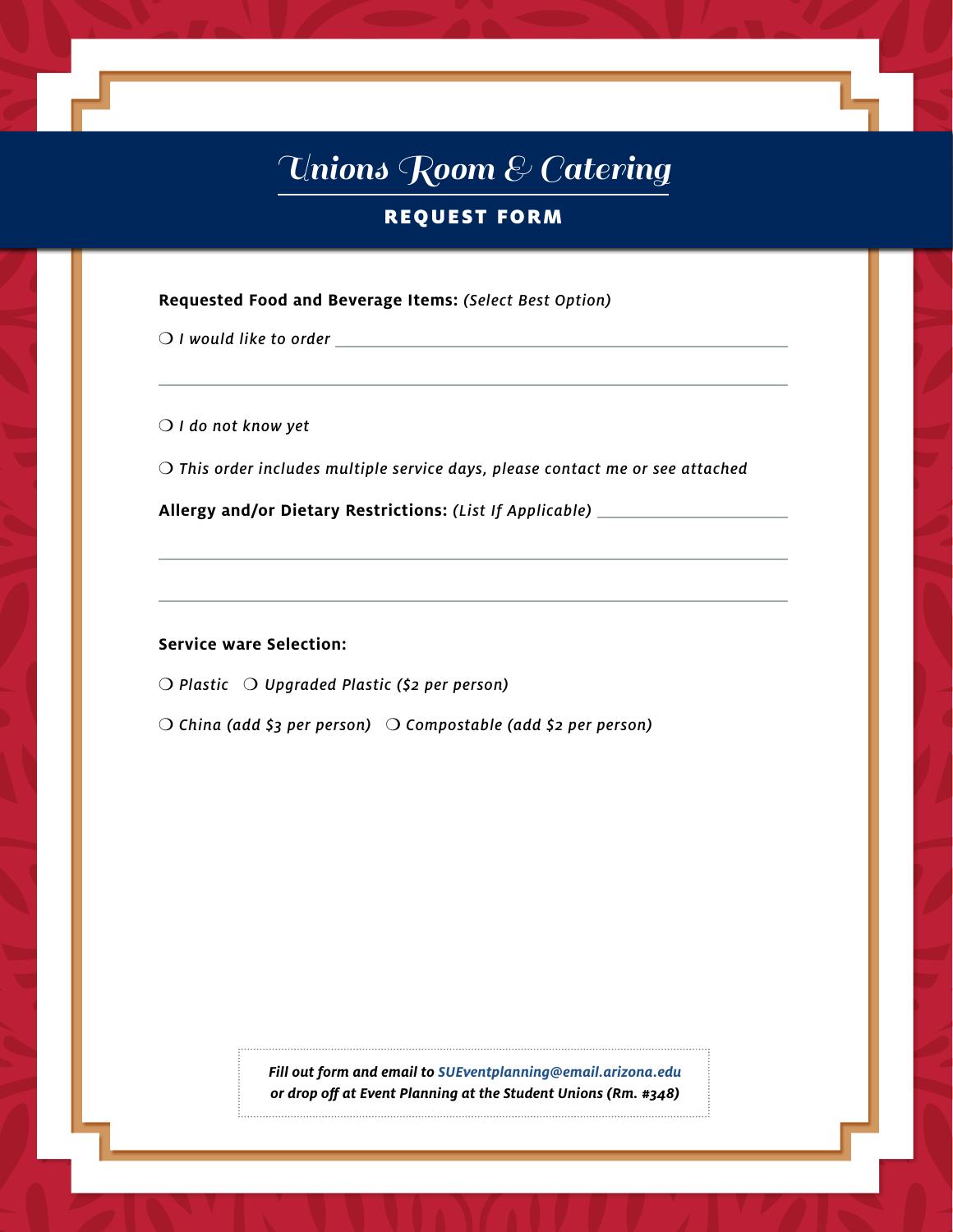# Unions Room & Catering

## REQUEST FORM

**Requested Food and Beverage Items:** *(Select Best Option)*

❍ *I would like to order* \_\_\_\_\_\_\_\_\_\_\_\_\_\_\_\_\_\_\_\_\_\_\_\_\_\_\_\_\_\_\_\_\_\_\_\_\_\_\_\_

\_\_\_\_\_\_\_\_\_\_\_\_\_\_\_\_\_\_\_\_\_\_\_\_\_\_\_\_\_\_\_\_\_\_\_\_\_\_\_\_\_\_\_\_\_\_\_\_\_\_\_\_\_\_\_\_\_\_

❍ *I do not know yet*

❍ *This order includes multiple service days, please contact me or see attached*

**Allergy and/or Dietary Restrictions:** *(List If Applicable)* \_\_\_\_\_\_\_\_\_\_\_\_\_\_\_\_\_\_\_\_

\_\_\_\_\_\_\_\_\_\_\_\_\_\_\_\_\_\_\_\_\_\_\_\_\_\_\_\_\_\_\_\_\_\_\_\_\_\_\_\_\_\_\_\_\_\_\_\_\_\_\_\_\_\_\_\_\_\_

\_\_\_\_\_\_\_\_\_\_\_\_\_\_\_\_\_\_\_\_\_\_\_\_\_\_\_\_\_\_\_\_\_\_\_\_\_\_\_\_\_\_\_\_\_\_\_\_\_\_\_\_\_\_\_\_\_\_

**Service ware Selection:**

❍ *Plastic* ❍ *Upgraded Plastic ($2 per person)*

❍ *China (add $3 per person)* ❍ *Compostable (add $2 per person)*

***Fill out form and email to SUEventplanning@email.arizona.edu or drop off at Event Planning at the Student Unions (Rm. #348)***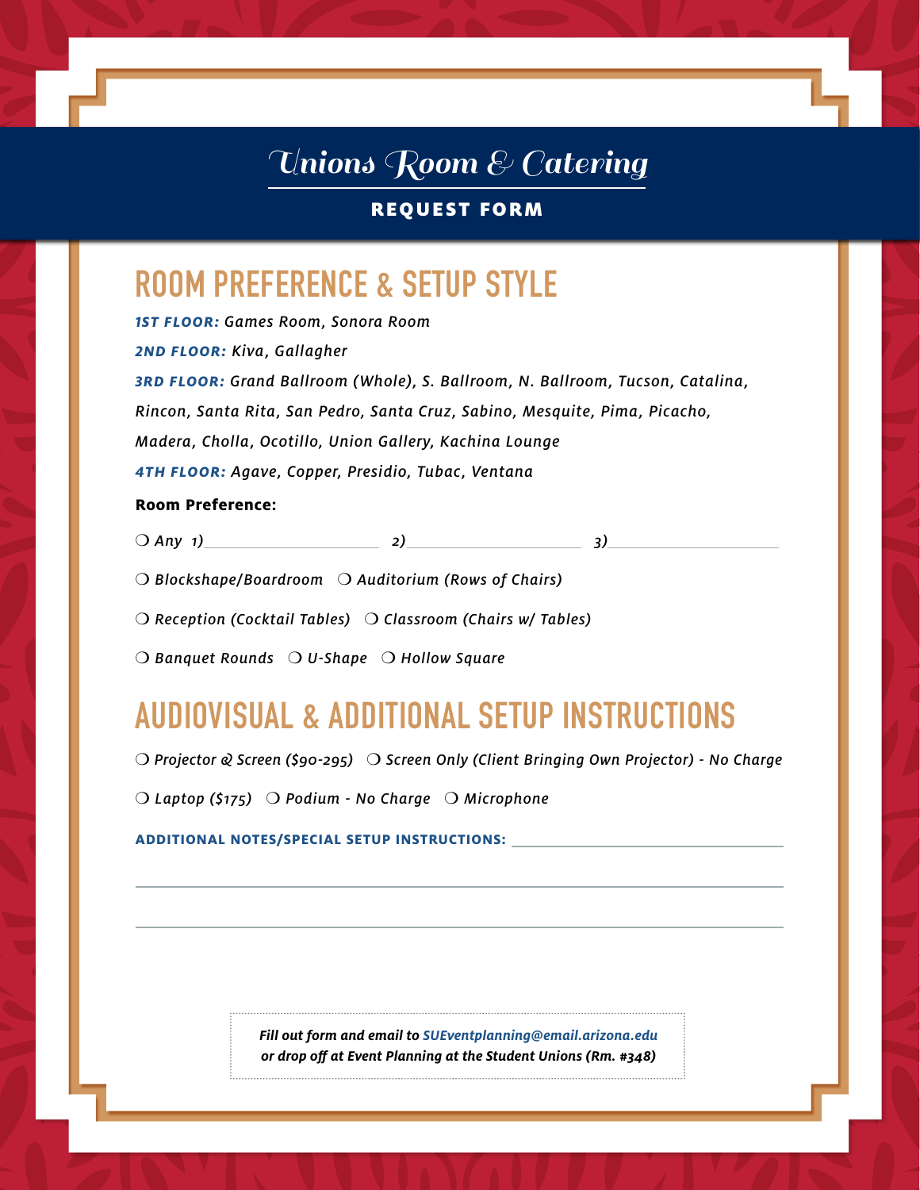# *Unions Room & Catering*

**REQUEST FORM**

## ROOM PREFERENCE & SETUP STYLE

***1ST FLOOR:*** *Games Room, Sonora Room*

***2ND FLOOR:*** *Kiva, Gallagher*

***3RD FLOOR:*** *Grand Ballroom (Whole), S. Ballroom, N. Ballroom, Tucson, Catalina, Rincon, Santa Rita, San Pedro, Santa Cruz, Sabino, Mesquite, Pima, Picacho, Madera, Cholla, Ocotillo, Union Gallery, Kachina Lounge*

***4TH FLOOR:*** *Agave, Copper, Presidio, Tubac, Ventana*

**Room Preference:**

❍ *Any* *1)*____________________ *2)*____________________ *3)*____________________

❍ *Blockshape/Boardroom* ❍ *Auditorium (Rows of Chairs)*

❍ *Reception (Cocktail Tables)* ❍ *Classroom (Chairs w/ Tables)*

❍ *Banquet Rounds* ❍ *U-Shape* ❍ *Hollow Square*

## AUDIOVISUAL & ADDITIONAL SETUP INSTRUCTIONS

❍ *Projector & Screen ($90-295)* ❍ *Screen Only (Client Bringing Own Projector) - No Charge*

❍ *Laptop ($175)* ❍ *Podium - No Charge* ❍ *Microphone*

**ADDITIONAL NOTES/SPECIAL SETUP INSTRUCTIONS:** ____________________________________

________________________________________________________________________

________________________________________________________________________

***Fill out form and email to SUEventplanning@email.arizona.edu or drop off at Event Planning at the Student Unions (Rm. #348)***